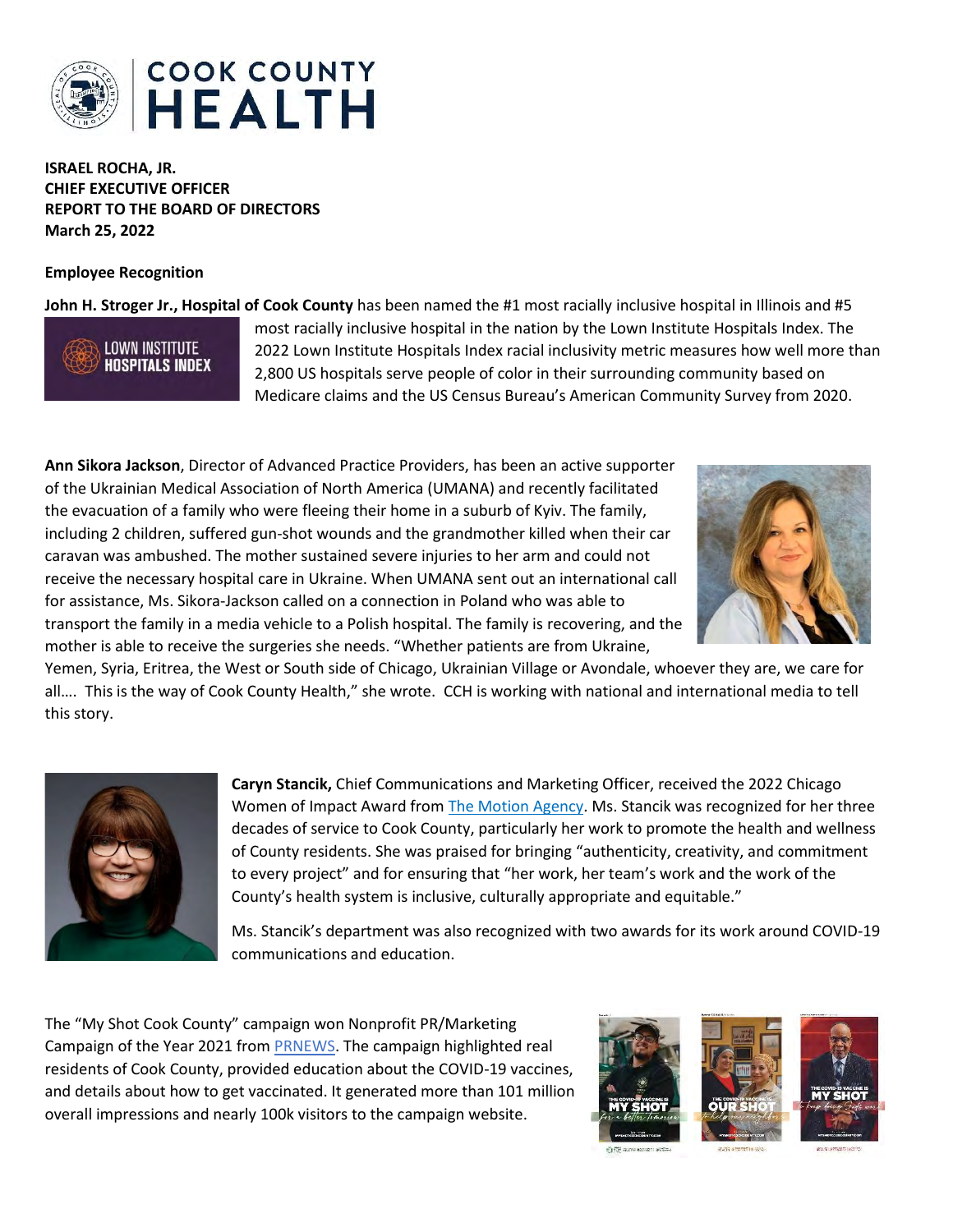**ISRAEL ROCHA, JR.**
**CHIEF EXECUTIVE OFFICER**
**REPORT TO THE BOARD OF DIRECTORS**
**March 25, 2022**

**Employee Recognition**

**John H. Stroger Jr., Hospital of Cook County** has been named the #1 most racially inclusive hospital in Illinois and #5 most racially inclusive hospital in the nation by the Lown Institute Hospitals Index. The 2022 Lown Institute Hospitals Index racial inclusivity metric measures how well more than 2,800 US hospitals serve people of color in their surrounding community based on Medicare claims and the US Census Bureau's American Community Survey from 2020.

**Ann Sikora Jackson**, Director of Advanced Practice Providers, has been an active supporter of the Ukrainian Medical Association of North America (UMANA) and recently facilitated the evacuation of a family who were fleeing their home in a suburb of Kyiv. The family, including 2 children, suffered gun-shot wounds and the grandmother killed when their car caravan was ambushed. The mother sustained severe injuries to her arm and could not receive the necessary hospital care in Ukraine. When UMANA sent out an international call for assistance, Ms. Sikora-Jackson called on a connection in Poland who was able to transport the family in a media vehicle to a Polish hospital. The family is recovering, and the mother is able to receive the surgeries she needs. "Whether patients are from Ukraine, Yemen, Syria, Eritrea, the West or South side of Chicago, Ukrainian Village or Avondale, whoever they are, we care for all…. This is the way of Cook County Health," she wrote. CCH is working with national and international media to tell this story.

**Caryn Stancik,** Chief Communications and Marketing Officer, received the 2022 Chicago Women of Impact Award from The Motion Agency. Ms. Stancik was recognized for her three decades of service to Cook County, particularly her work to promote the health and wellness of County residents. She was praised for bringing "authenticity, creativity, and commitment to every project" and for ensuring that "her work, her team's work and the work of the County's health system is inclusive, culturally appropriate and equitable."

Ms. Stancik's department was also recognized with two awards for its work around COVID-19 communications and education.

The "My Shot Cook County" campaign won Nonprofit PR/Marketing Campaign of the Year 2021 from PRNEWS. The campaign highlighted real residents of Cook County, provided education about the COVID-19 vaccines, and details about how to get vaccinated. It generated more than 101 million overall impressions and nearly 100k visitors to the campaign website.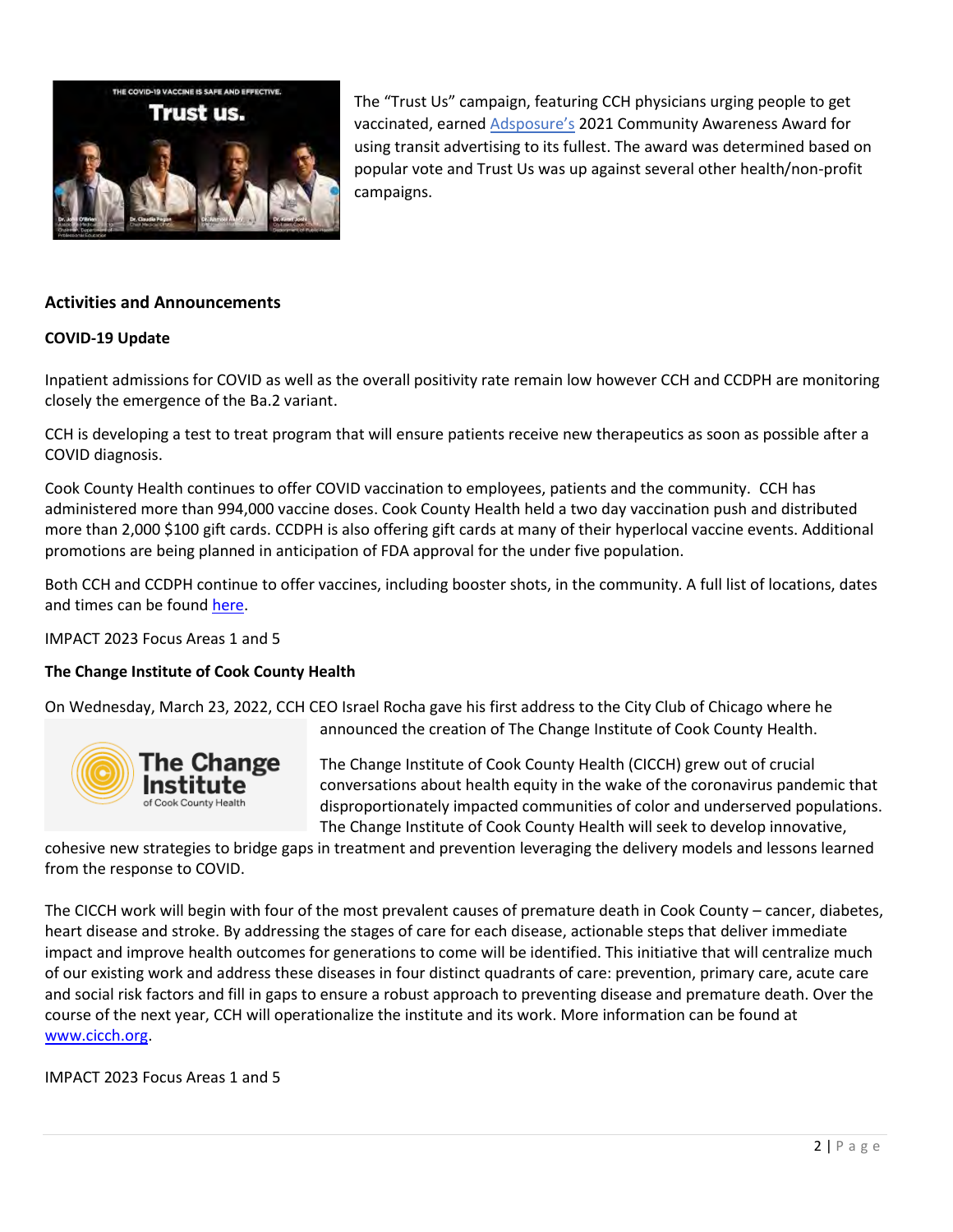The "Trust Us" campaign, featuring CCH physicians urging people to get vaccinated, earned Adspsosure's 2021 Community Awareness Award for using transit advertising to its fullest. The award was determined based on popular vote and Trust Us was up against several other health/non-profit campaigns.

## Activities and Announcements

### COVID-19 Update

Inpatient admissions for COVID as well as the overall positivity rate remain low however CCH and CCDPH are monitoring closely the emergence of the Ba.2 variant.

CCH is developing a test to treat program that will ensure patients receive new therapeutics as soon as possible after a COVID diagnosis.

Cook County Health continues to offer COVID vaccination to employees, patients and the community. CCH has administered more than 994,000 vaccine doses. Cook County Health held a two day vaccination push and distributed more than 2,000 $100 gift cards. CCDPH is also offering gift cards at many of their hyperlocal vaccine events. Additional promotions are being planned in anticipation of FDA approval for the under five population.

Both CCH and CCDPH continue to offer vaccines, including booster shots, in the community. A full list of locations, dates and times can be found here.

IMPACT 2023 Focus Areas 1 and 5

### The Change Institute of Cook County Health

On Wednesday, March 23, 2022, CCH CEO Israel Rocha gave his first address to the City Club of Chicago where he announced the creation of The Change Institute of Cook County Health.

The Change Institute of Cook County Health (CICCH) grew out of crucial conversations about health equity in the wake of the coronavirus pandemic that disproportionately impacted communities of color and underserved populations. The Change Institute of Cook County Health will seek to develop innovative, cohesive new strategies to bridge gaps in treatment and prevention leveraging the delivery models and lessons learned from the response to COVID.

The CICCH work will begin with four of the most prevalent causes of premature death in Cook County – cancer, diabetes, heart disease and stroke. By addressing the stages of care for each disease, actionable steps that deliver immediate impact and improve health outcomes for generations to come will be identified. This initiative that will centralize much of our existing work and address these diseases in four distinct quadrants of care: prevention, primary care, acute care and social risk factors and fill in gaps to ensure a robust approach to preventing disease and premature death. Over the course of the next year, CCH will operationalize the institute and its work. More information can be found at www.cicch.org.

IMPACT 2023 Focus Areas 1 and 5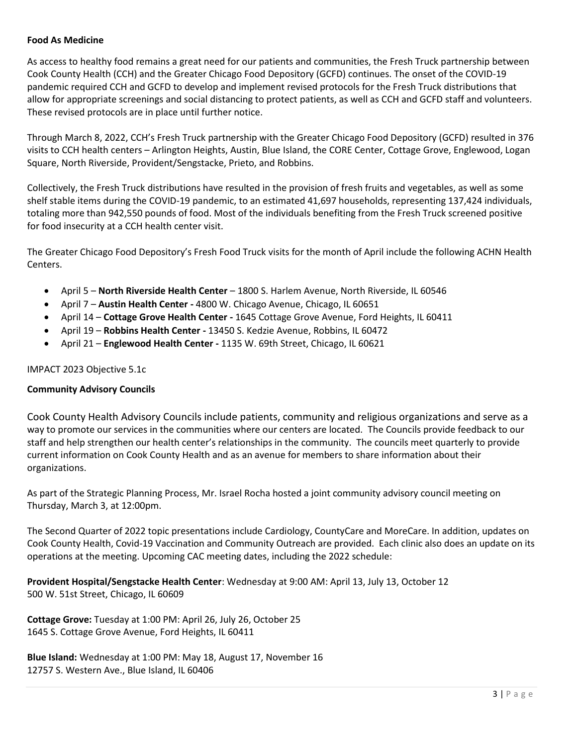**Food As Medicine**

As access to healthy food remains a great need for our patients and communities, the Fresh Truck partnership between Cook County Health (CCH) and the Greater Chicago Food Depository (GCFD) continues. The onset of the COVID-19 pandemic required CCH and GCFD to develop and implement revised protocols for the Fresh Truck distributions that allow for appropriate screenings and social distancing to protect patients, as well as CCH and GCFD staff and volunteers. These revised protocols are in place until further notice.

Through March 8, 2022, CCH's Fresh Truck partnership with the Greater Chicago Food Depository (GCFD) resulted in 376 visits to CCH health centers – Arlington Heights, Austin, Blue Island, the CORE Center, Cottage Grove, Englewood, Logan Square, North Riverside, Provident/Sengstacke, Prieto, and Robbins.

Collectively, the Fresh Truck distributions have resulted in the provision of fresh fruits and vegetables, as well as some shelf stable items during the COVID-19 pandemic, to an estimated 41,697 households, representing 137,424 individuals, totaling more than 942,550 pounds of food. Most of the individuals benefiting from the Fresh Truck screened positive for food insecurity at a CCH health center visit.

The Greater Chicago Food Depository's Fresh Food Truck visits for the month of April include the following ACHN Health Centers.

- April 5 – **North Riverside Health Center** – 1800 S. Harlem Avenue, North Riverside, IL 60546
- April 7 – **Austin Health Center -** 4800 W. Chicago Avenue, Chicago, IL 60651
- April 14 – **Cottage Grove Health Center -** 1645 Cottage Grove Avenue, Ford Heights, IL 60411
- April 19 – **Robbins Health Center -** 13450 S. Kedzie Avenue, Robbins, IL 60472
- April 21 – **Englewood Health Center -** 1135 W. 69th Street, Chicago, IL 60621

IMPACT 2023 Objective 5.1c

**Community Advisory Councils**

Cook County Health Advisory Councils include patients, community and religious organizations and serve as a way to promote our services in the communities where our centers are located. The Councils provide feedback to our staff and help strengthen our health center's relationships in the community. The councils meet quarterly to provide current information on Cook County Health and as an avenue for members to share information about their organizations.

As part of the Strategic Planning Process, Mr. Israel Rocha hosted a joint community advisory council meeting on Thursday, March 3, at 12:00pm.

The Second Quarter of 2022 topic presentations include Cardiology, CountyCare and MoreCare. In addition, updates on Cook County Health, Covid-19 Vaccination and Community Outreach are provided. Each clinic also does an update on its operations at the meeting. Upcoming CAC meeting dates, including the 2022 schedule:

**Provident Hospital/Sengstacke Health Center**: Wednesday at 9:00 AM: April 13, July 13, October 12
500 W. 51st Street, Chicago, IL 60609

**Cottage Grove:** Tuesday at 1:00 PM: April 26, July 26, October 25
1645 S. Cottage Grove Avenue, Ford Heights, IL 60411

**Blue Island:** Wednesday at 1:00 PM: May 18, August 17, November 16
12757 S. Western Ave., Blue Island, IL 60406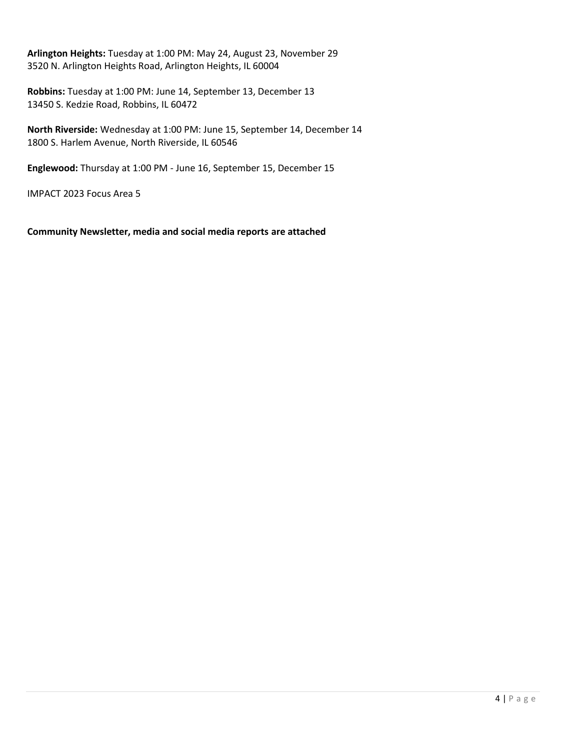**Arlington Heights:** Tuesday at 1:00 PM: May 24, August 23, November 29
3520 N. Arlington Heights Road, Arlington Heights, IL 60004

**Robbins:** Tuesday at 1:00 PM: June 14, September 13, December 13
13450 S. Kedzie Road, Robbins, IL 60472

**North Riverside:** Wednesday at 1:00 PM: June 15, September 14, December 14
1800 S. Harlem Avenue, North Riverside, IL 60546

**Englewood:** Thursday at 1:00 PM - June 16, September 15, December 15

IMPACT 2023 Focus Area 5

**Community Newsletter, media and social media reports are attached**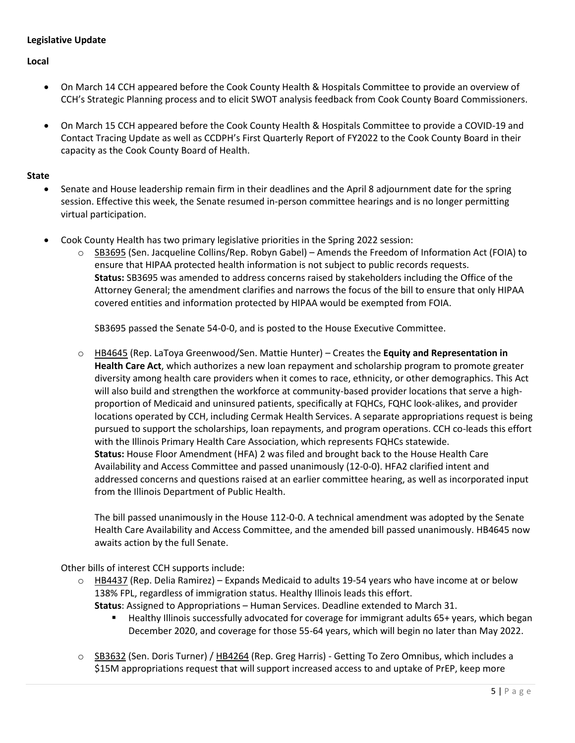**Legislative Update**

**Local**

- On March 14 CCH appeared before the Cook County Health & Hospitals Committee to provide an overview of CCH's Strategic Planning process and to elicit SWOT analysis feedback from Cook County Board Commissioners.

- On March 15 CCH appeared before the Cook County Health & Hospitals Committee to provide a COVID-19 and Contact Tracing Update as well as CCDPH's First Quarterly Report of FY2022 to the Cook County Board in their capacity as the Cook County Board of Health.

**State**

- Senate and House leadership remain firm in their deadlines and the April 8 adjournment date for the spring session. Effective this week, the Senate resumed in-person committee hearings and is no longer permitting virtual participation.

- Cook County Health has two primary legislative priorities in the Spring 2022 session:
  - SB3695 (Sen. Jacqueline Collins/Rep. Robyn Gabel) – Amends the Freedom of Information Act (FOIA) to ensure that HIPAA protected health information is not subject to public records requests.
    **Status:** SB3695 was amended to address concerns raised by stakeholders including the Office of the Attorney General; the amendment clarifies and narrows the focus of the bill to ensure that only HIPAA covered entities and information protected by HIPAA would be exempted from FOIA.

    SB3695 passed the Senate 54-0-0, and is posted to the House Executive Committee.

  - HB4645 (Rep. LaToya Greenwood/Sen. Mattie Hunter) – Creates the **Equity and Representation in Health Care Act**, which authorizes a new loan repayment and scholarship program to promote greater diversity among health care providers when it comes to race, ethnicity, or other demographics. This Act will also build and strengthen the workforce at community-based provider locations that serve a high-proportion of Medicaid and uninsured patients, specifically at FQHCs, FQHC look-alikes, and provider locations operated by CCH, including Cermak Health Services. A separate appropriations request is being pursued to support the scholarships, loan repayments, and program operations. CCH co-leads this effort with the Illinois Primary Health Care Association, which represents FQHCs statewide.
    **Status:** House Floor Amendment (HFA) 2 was filed and brought back to the House Health Care Availability and Access Committee and passed unanimously (12-0-0). HFA2 clarified intent and addressed concerns and questions raised at an earlier committee hearing, as well as incorporated input from the Illinois Department of Public Health.

    The bill passed unanimously in the House 112-0-0. A technical amendment was adopted by the Senate Health Care Availability and Access Committee, and the amended bill passed unanimously. HB4645 now awaits action by the full Senate.

  Other bills of interest CCH supports include:
  - HB4437 (Rep. Delia Ramirez) – Expands Medicaid to adults 19-54 years who have income at or below 138% FPL, regardless of immigration status. Healthy Illinois leads this effort.
    **Status**: Assigned to Appropriations – Human Services. Deadline extended to March 31.
    - Healthy Illinois successfully advocated for coverage for immigrant adults 65+ years, which began December 2020, and coverage for those 55-64 years, which will begin no later than May 2022.

  - SB3632 (Sen. Doris Turner) / HB4264 (Rep. Greg Harris) - Getting To Zero Omnibus, which includes a $15M appropriations request that will support increased access to and uptake of PrEP, keep more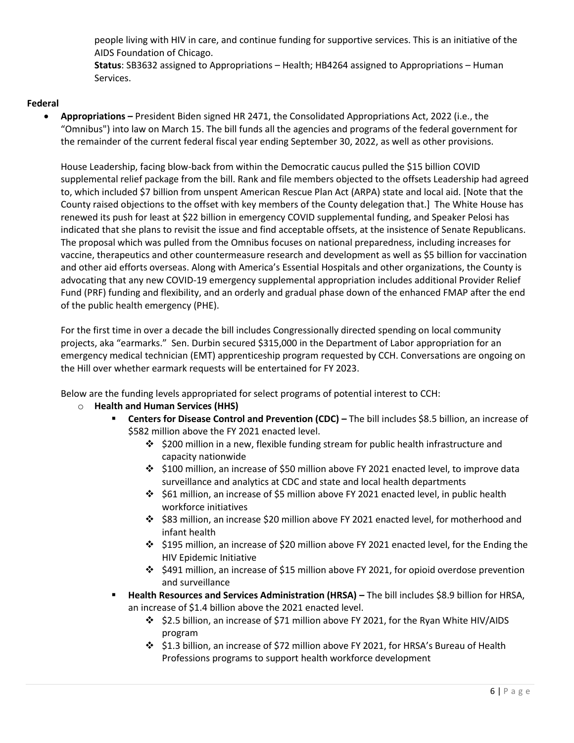people living with HIV in care, and continue funding for supportive services. This is an initiative of the AIDS Foundation of Chicago.
**Status**: SB3632 assigned to Appropriations – Health; HB4264 assigned to Appropriations – Human Services.

**Federal**

- **Appropriations –** President Biden signed HR 2471, the Consolidated Appropriations Act, 2022 (i.e., the "Omnibus") into law on March 15. The bill funds all the agencies and programs of the federal government for the remainder of the current federal fiscal year ending September 30, 2022, as well as other provisions.

  House Leadership, facing blow-back from within the Democratic caucus pulled the $15 billion COVID supplemental relief package from the bill. Rank and file members objected to the offsets Leadership had agreed to, which included $7 billion from unspent American Rescue Plan Act (ARPA) state and local aid. [Note that the County raised objections to the offset with key members of the County delegation that.] The White House has renewed its push for least at $22 billion in emergency COVID supplemental funding, and Speaker Pelosi has indicated that she plans to revisit the issue and find acceptable offsets, at the insistence of Senate Republicans. The proposal which was pulled from the Omnibus focuses on national preparedness, including increases for vaccine, therapeutics and other countermeasure research and development as well as $5 billion for vaccination and other aid efforts overseas. Along with America's Essential Hospitals and other organizations, the County is advocating that any new COVID-19 emergency supplemental appropriation includes additional Provider Relief Fund (PRF) funding and flexibility, and an orderly and gradual phase down of the enhanced FMAP after the end of the public health emergency (PHE).

  For the first time in over a decade the bill includes Congressionally directed spending on local community projects, aka "earmarks." Sen. Durbin secured $315,000 in the Department of Labor appropriation for an emergency medical technician (EMT) apprenticeship program requested by CCH. Conversations are ongoing on the Hill over whether earmark requests will be entertained for FY 2023.

  Below are the funding levels appropriated for select programs of potential interest to CCH:

  - **Health and Human Services (HHS)**
    - **Centers for Disease Control and Prevention (CDC) –** The bill includes $8.5 billion, an increase of $582 million above the FY 2021 enacted level.
      - $200 million in a new, flexible funding stream for public health infrastructure and capacity nationwide
      - $100 million, an increase of $50 million above FY 2021 enacted level, to improve data surveillance and analytics at CDC and state and local health departments
      - $61 million, an increase of $5 million above FY 2021 enacted level, in public health workforce initiatives
      - $83 million, an increase $20 million above FY 2021 enacted level, for motherhood and infant health
      - $195 million, an increase of $20 million above FY 2021 enacted level, for the Ending the HIV Epidemic Initiative
      - $491 million, an increase of $15 million above FY 2021, for opioid overdose prevention and surveillance
    - **Health Resources and Services Administration (HRSA) –** The bill includes $8.9 billion for HRSA, an increase of $1.4 billion above the 2021 enacted level.
      - $2.5 billion, an increase of $71 million above FY 2021, for the Ryan White HIV/AIDS program
      - $1.3 billion, an increase of $72 million above FY 2021, for HRSA's Bureau of Health Professions programs to support health workforce development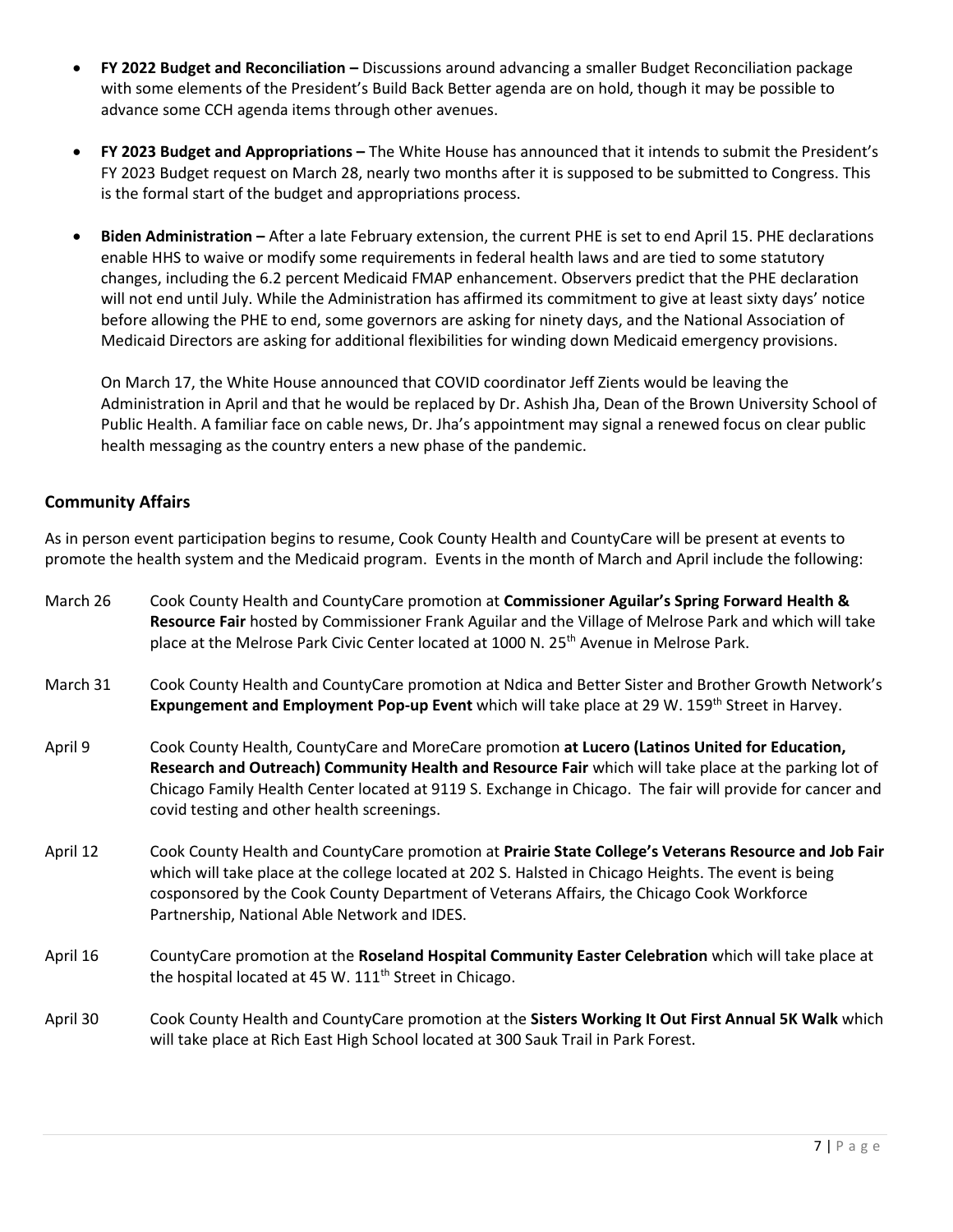- **FY 2022 Budget and Reconciliation –** Discussions around advancing a smaller Budget Reconciliation package with some elements of the President's Build Back Better agenda are on hold, though it may be possible to advance some CCH agenda items through other avenues.

- **FY 2023 Budget and Appropriations –** The White House has announced that it intends to submit the President's FY 2023 Budget request on March 28, nearly two months after it is supposed to be submitted to Congress. This is the formal start of the budget and appropriations process.

- **Biden Administration –** After a late February extension, the current PHE is set to end April 15. PHE declarations enable HHS to waive or modify some requirements in federal health laws and are tied to some statutory changes, including the 6.2 percent Medicaid FMAP enhancement. Observers predict that the PHE declaration will not end until July. While the Administration has affirmed its commitment to give at least sixty days' notice before allowing the PHE to end, some governors are asking for ninety days, and the National Association of Medicaid Directors are asking for additional flexibilities for winding down Medicaid emergency provisions.

  On March 17, the White House announced that COVID coordinator Jeff Zients would be leaving the Administration in April and that he would be replaced by Dr. Ashish Jha, Dean of the Brown University School of Public Health. A familiar face on cable news, Dr. Jha's appointment may signal a renewed focus on clear public health messaging as the country enters a new phase of the pandemic.

## Community Affairs

As in person event participation begins to resume, Cook County Health and CountyCare will be present at events to promote the health system and the Medicaid program. Events in the month of March and April include the following:

March 26 Cook County Health and CountyCare promotion at **Commissioner Aguilar's Spring Forward Health & Resource Fair** hosted by Commissioner Frank Aguilar and the Village of Melrose Park and which will take place at the Melrose Park Civic Center located at 1000 N. 25th Avenue in Melrose Park.

March 31 Cook County Health and CountyCare promotion at Ndica and Better Sister and Brother Growth Network's **Expungement and Employment Pop-up Event** which will take place at 29 W. 159th Street in Harvey.

April 9 Cook County Health, CountyCare and MoreCare promotion **at Lucero (Latinos United for Education, Research and Outreach) Community Health and Resource Fair** which will take place at the parking lot of Chicago Family Health Center located at 9119 S. Exchange in Chicago. The fair will provide for cancer and covid testing and other health screenings.

April 12 Cook County Health and CountyCare promotion at **Prairie State College's Veterans Resource and Job Fair** which will take place at the college located at 202 S. Halsted in Chicago Heights. The event is being cosponsored by the Cook County Department of Veterans Affairs, the Chicago Cook Workforce Partnership, National Able Network and IDES.

April 16 CountyCare promotion at the **Roseland Hospital Community Easter Celebration** which will take place at the hospital located at 45 W. 111th Street in Chicago.

April 30 Cook County Health and CountyCare promotion at the **Sisters Working It Out First Annual 5K Walk** which will take place at Rich East High School located at 300 Sauk Trail in Park Forest.